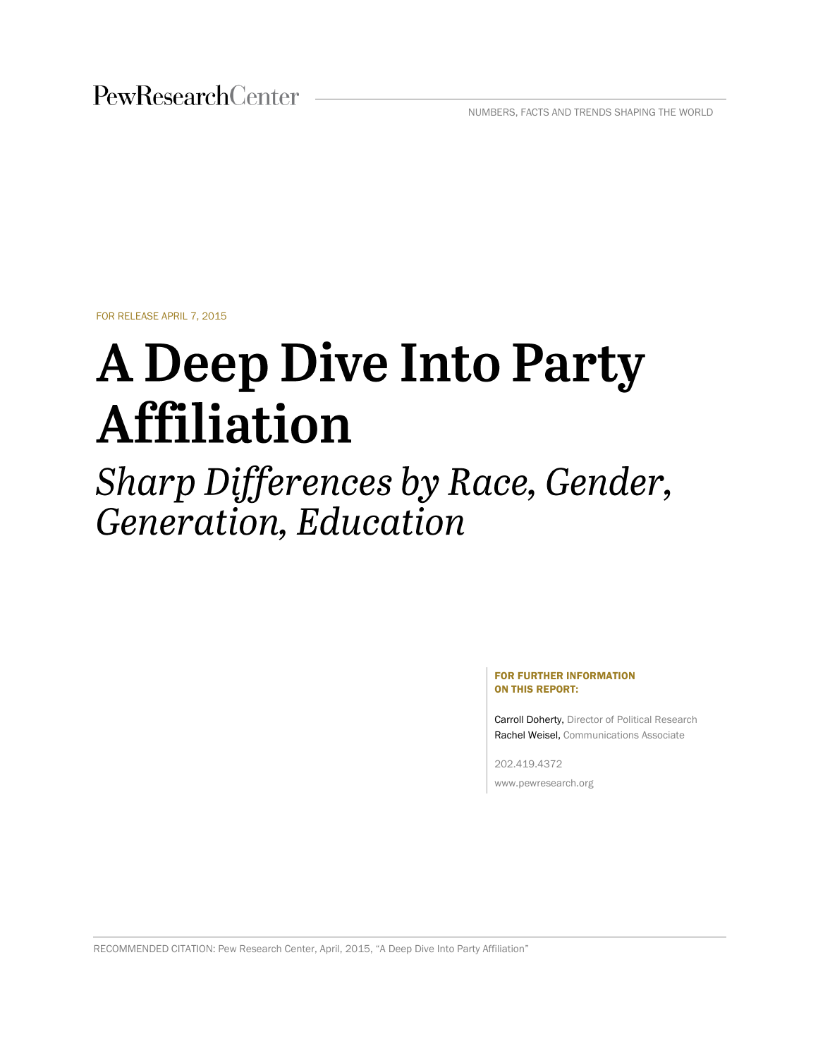PewResearchCenter

NUMBERS, FACTS AND TRENDS SHAPING THE WORLD

FOR RELEASE APRIL 7, 2015

# A Deep Dive Into Party Affiliation

## *Sharp Differences by Race, Gender, Generation, Education*

**FOR FURTHER INFORMATION ON THIS REPORT:**

Carroll Doherty, Director of Political Research
Rachel Weisel, Communications Associate

202.419.4372

www.pewresearch.org

RECOMMENDED CITATION: Pew Research Center, April, 2015, "A Deep Dive Into Party Affiliation"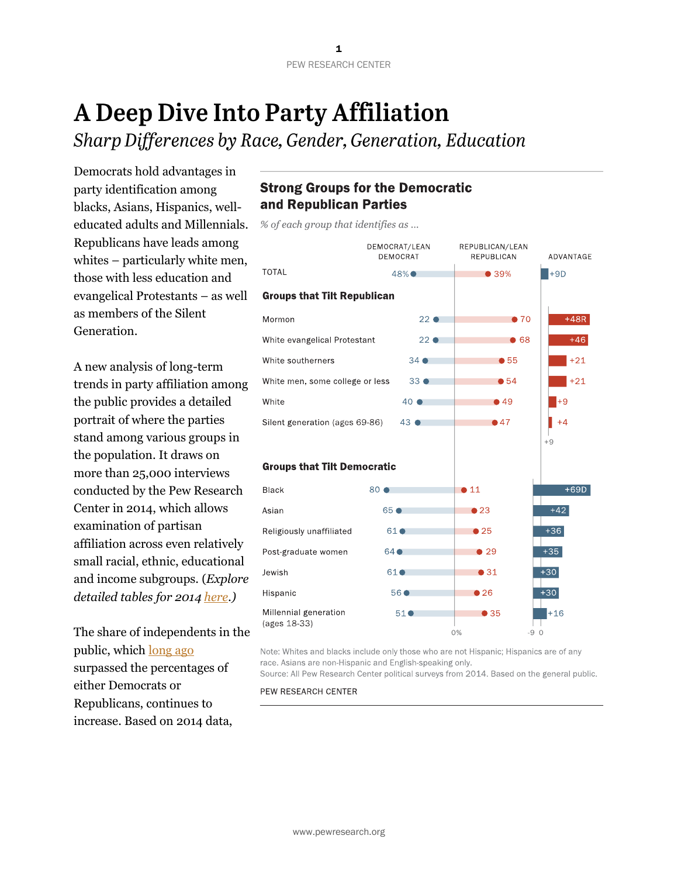# A Deep Dive Into Party Affiliation

*Sharp Differences by Race, Gender, Generation, Education*

Democrats hold advantages in party identification among blacks, Asians, Hispanics, well-educated adults and Millennials. Republicans have leads among whites – particularly white men, those with less education and evangelical Protestants – as well as members of the Silent Generation.

A new analysis of long-term trends in party affiliation among the public provides a detailed portrait of where the parties stand among various groups in the population. It draws on more than 25,000 interviews conducted by the Pew Research Center in 2014, which allows examination of partisan affiliation across even relatively small racial, ethnic, educational and income subgroups. (*Explore detailed tables for 2014 here.*)

The share of independents in the public, which long ago surpassed the percentages of either Democrats or Republicans, continues to increase. Based on 2014 data,

## Strong Groups for the Democratic and Republican Parties

*% of each group that identifies as ...*

| | Democrat/Lean Democrat | Republican/Lean Republican | Advantage |
|---|---|---|---|
| TOTAL | 48% | 39% | +9D |
| **Groups that Tilt Republican** | | | |
| Mormon | 22 | 70 | +48R |
| White evangelical Protestant | 22 | 68 | +46 |
| White southerners | 34 | 55 | +21 |
| White men, some college or less | 33 | 54 | +21 |
| White | 40 | 49 | +9 |
| Silent generation (ages 69-86) | 43 | 47 | +4 |
| **Groups that Tilt Democratic** | | | |
| Black | 80 | 11 | +69D |
| Asian | 65 | 23 | +42 |
| Religiously unaffiliated | 61 | 25 | +36 |
| Post-graduate women | 64 | 29 | +35 |
| Jewish | 61 | 31 | +30 |
| Hispanic | 56 | 26 | +30 |
| Millennial generation (ages 18-33) | 51 | 35 | +16 |

Note: Whites and blacks include only those who are not Hispanic; Hispanics are of any race. Asians are non-Hispanic and English-speaking only.

Source: All Pew Research Center political surveys from 2014. Based on the general public.

PEW RESEARCH CENTER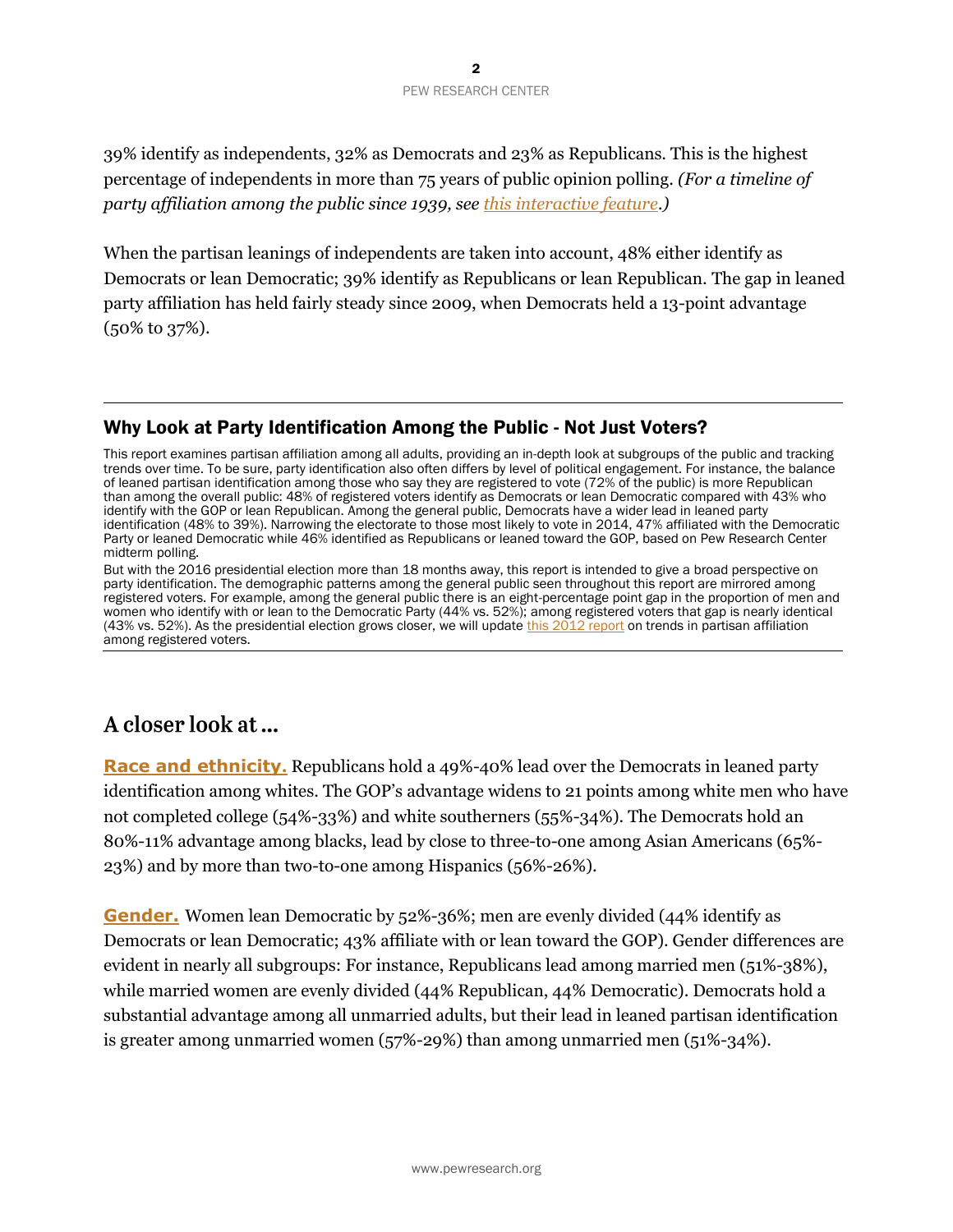39% identify as independents, 32% as Democrats and 23% as Republicans. This is the highest percentage of independents in more than 75 years of public opinion polling. *(For a timeline of party affiliation among the public since 1939, see [this interactive feature](#).)*

When the partisan leanings of independents are taken into account, 48% either identify as Democrats or lean Democratic; 39% identify as Republicans or lean Republican. The gap in leaned party affiliation has held fairly steady since 2009, when Democrats held a 13-point advantage (50% to 37%).

---

### Why Look at Party Identification Among the Public - Not Just Voters?

This report examines partisan affiliation among all adults, providing an in-depth look at subgroups of the public and tracking trends over time. To be sure, party identification also often differs by level of political engagement. For instance, the balance of leaned partisan identification among those who say they are registered to vote (72% of the public) is more Republican than among the overall public: 48% of registered voters identify as Democrats or lean Democratic compared with 43% who identify with the GOP or lean Republican. Among the general public, Democrats have a wider lead in leaned party identification (48% to 39%). Narrowing the electorate to those most likely to vote in 2014, 47% affiliated with the Democratic Party or leaned Democratic while 46% identified as Republicans or leaned toward the GOP, based on Pew Research Center midterm polling.

But with the 2016 presidential election more than 18 months away, this report is intended to give a broad perspective on party identification. The demographic patterns among the general public seen throughout this report are mirrored among registered voters. For example, among the general public there is an eight-percentage point gap in the proportion of men and women who identify with or lean to the Democratic Party (44% vs. 52%); among registered voters that gap is nearly identical (43% vs. 52%). As the presidential election grows closer, we will update [this 2012 report](#) on trends in partisan affiliation among registered voters.

---

## A closer look at …

**[Race and ethnicity.](#)** Republicans hold a 49%-40% lead over the Democrats in leaned party identification among whites. The GOP's advantage widens to 21 points among white men who have not completed college (54%-33%) and white southerners (55%-34%). The Democrats hold an 80%-11% advantage among blacks, lead by close to three-to-one among Asian Americans (65%-23%) and by more than two-to-one among Hispanics (56%-26%).

**[Gender.](#)** Women lean Democratic by 52%-36%; men are evenly divided (44% identify as Democrats or lean Democratic; 43% affiliate with or lean toward the GOP). Gender differences are evident in nearly all subgroups: For instance, Republicans lead among married men (51%-38%), while married women are evenly divided (44% Republican, 44% Democratic). Democrats hold a substantial advantage among all unmarried adults, but their lead in leaned partisan identification is greater among unmarried women (57%-29%) than among unmarried men (51%-34%).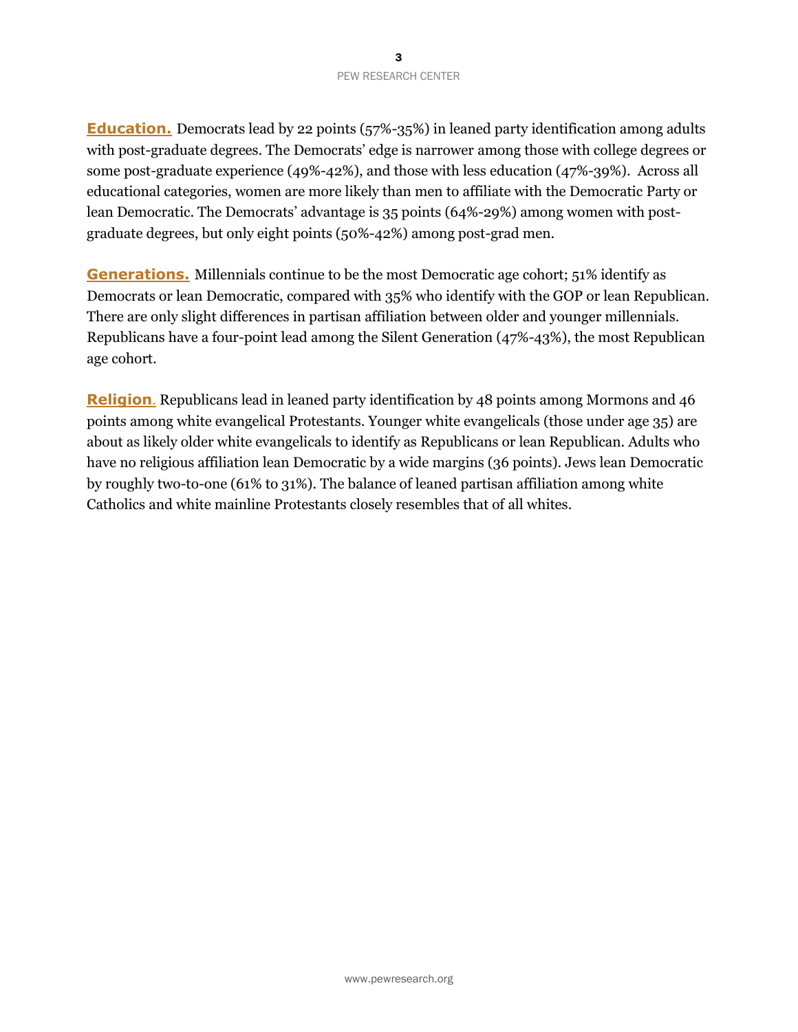**Education.** Democrats lead by 22 points (57%-35%) in leaned party identification among adults with post-graduate degrees. The Democrats' edge is narrower among those with college degrees or some post-graduate experience (49%-42%), and those with less education (47%-39%). Across all educational categories, women are more likely than men to affiliate with the Democratic Party or lean Democratic. The Democrats' advantage is 35 points (64%-29%) among women with post-graduate degrees, but only eight points (50%-42%) among post-grad men.

**Generations.** Millennials continue to be the most Democratic age cohort; 51% identify as Democrats or lean Democratic, compared with 35% who identify with the GOP or lean Republican. There are only slight differences in partisan affiliation between older and younger millennials. Republicans have a four-point lead among the Silent Generation (47%-43%), the most Republican age cohort.

**Religion**. Republicans lead in leaned party identification by 48 points among Mormons and 46 points among white evangelical Protestants. Younger white evangelicals (those under age 35) are about as likely older white evangelicals to identify as Republicans or lean Republican. Adults who have no religious affiliation lean Democratic by a wide margins (36 points). Jews lean Democratic by roughly two-to-one (61% to 31%). The balance of leaned partisan affiliation among white Catholics and white mainline Protestants closely resembles that of all whites.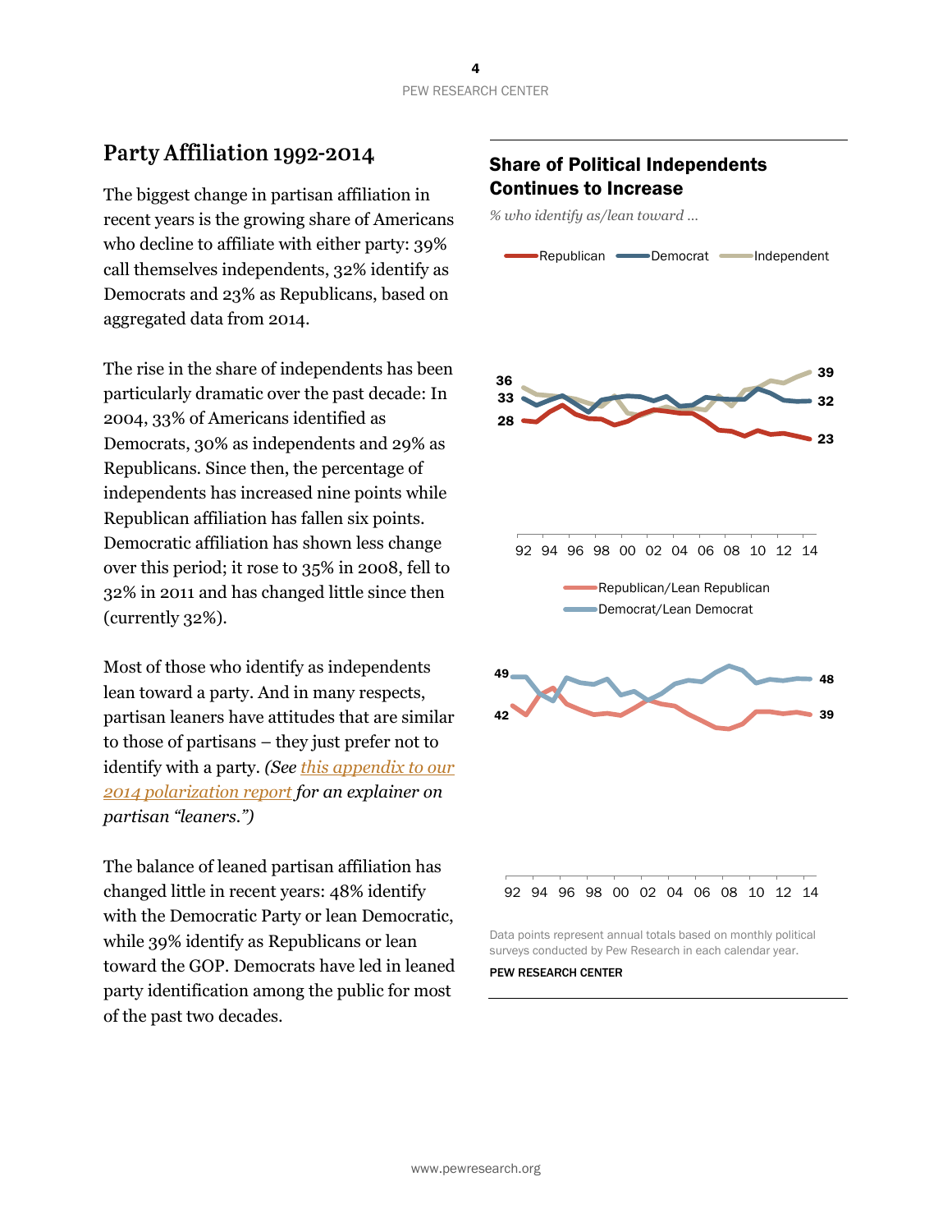## Party Affiliation 1992-2014

The biggest change in partisan affiliation in recent years is the growing share of Americans who decline to affiliate with either party: 39% call themselves independents, 32% identify as Democrats and 23% as Republicans, based on aggregated data from 2014.

The rise in the share of independents has been particularly dramatic over the past decade: In 2004, 33% of Americans identified as Democrats, 30% as independents and 29% as Republicans. Since then, the percentage of independents has increased nine points while Republican affiliation has fallen six points. Democratic affiliation has shown less change over this period; it rose to 35% in 2008, fell to 32% in 2011 and has changed little since then (currently 32%).

Most of those who identify as independents lean toward a party. And in many respects, partisan leaners have attitudes that are similar to those of partisans – they just prefer not to identify with a party. *(See this appendix to our 2014 polarization report for an explainer on partisan "leaners.")*

The balance of leaned partisan affiliation has changed little in recent years: 48% identify with the Democratic Party or lean Democratic, while 39% identify as Republicans or lean toward the GOP. Democrats have led in leaned party identification among the public for most of the past two decades.

### Share of Political Independents Continues to Increase

*% who identify as/lean toward ...*

Republican · Democrat · Independent

| | 1992 | 2014 |
|---|---|---|
| Independent | 36 | 39 |
| Democrat | 33 | 32 |
| Republican | 28 | 23 |

Republican/Lean Republican · Democrat/Lean Democrat

| | 1992 | 2014 |
|---|---|---|
| Democrat/Lean Democrat | 49 | 48 |
| Republican/Lean Republican | 42 | 39 |

Data points represent annual totals based on monthly political surveys conducted by Pew Research in each calendar year.

PEW RESEARCH CENTER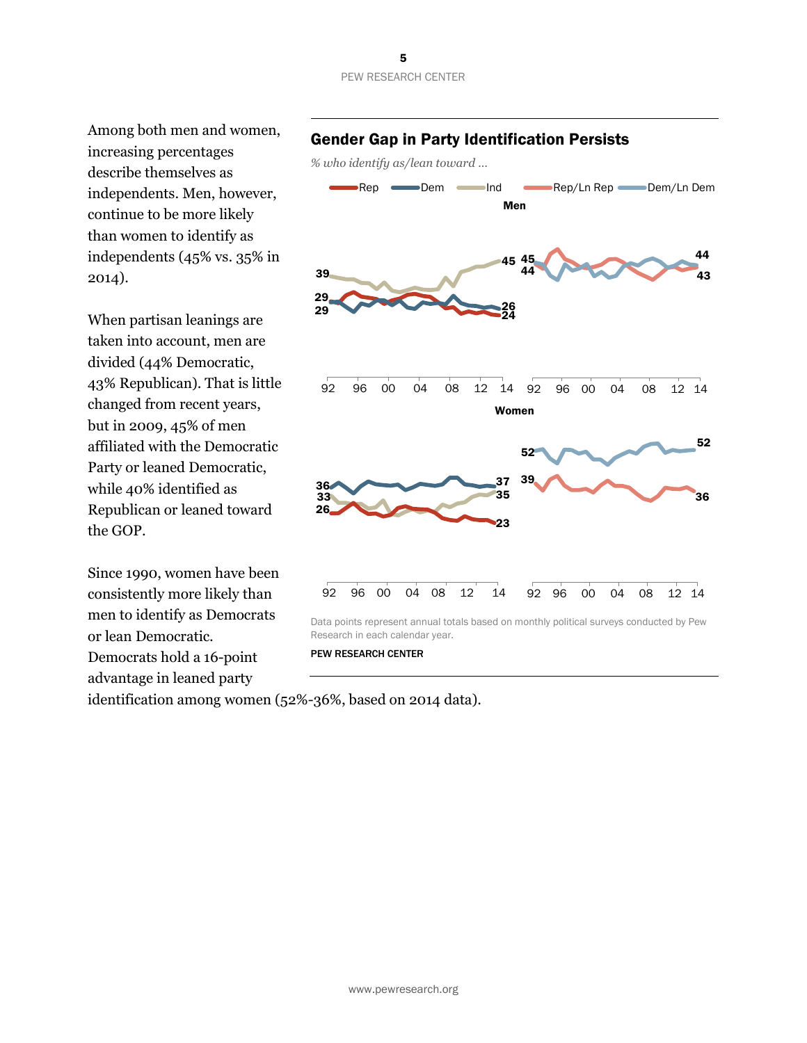Among both men and women, increasing percentages describe themselves as independents. Men, however, continue to be more likely than women to identify as independents (45% vs. 35% in 2014).

When partisan leanings are taken into account, men are divided (44% Democratic, 43% Republican). That is little changed from recent years, but in 2009, 45% of men affiliated with the Democratic Party or leaned Democratic, while 40% identified as Republican or leaned toward the GOP.

Since 1990, women have been consistently more likely than men to identify as Democrats or lean Democratic. Democrats hold a 16-point advantage in leaned party identification among women (52%-36%, based on 2014 data).

## Gender Gap in Party Identification Persists

*% who identify as/lean toward ...*

Rep | Dem | Ind | Rep/Ln Rep | Dem/Ln Dem

**Men**

**Women**

Data points represent annual totals based on monthly political surveys conducted by Pew Research in each calendar year.

PEW RESEARCH CENTER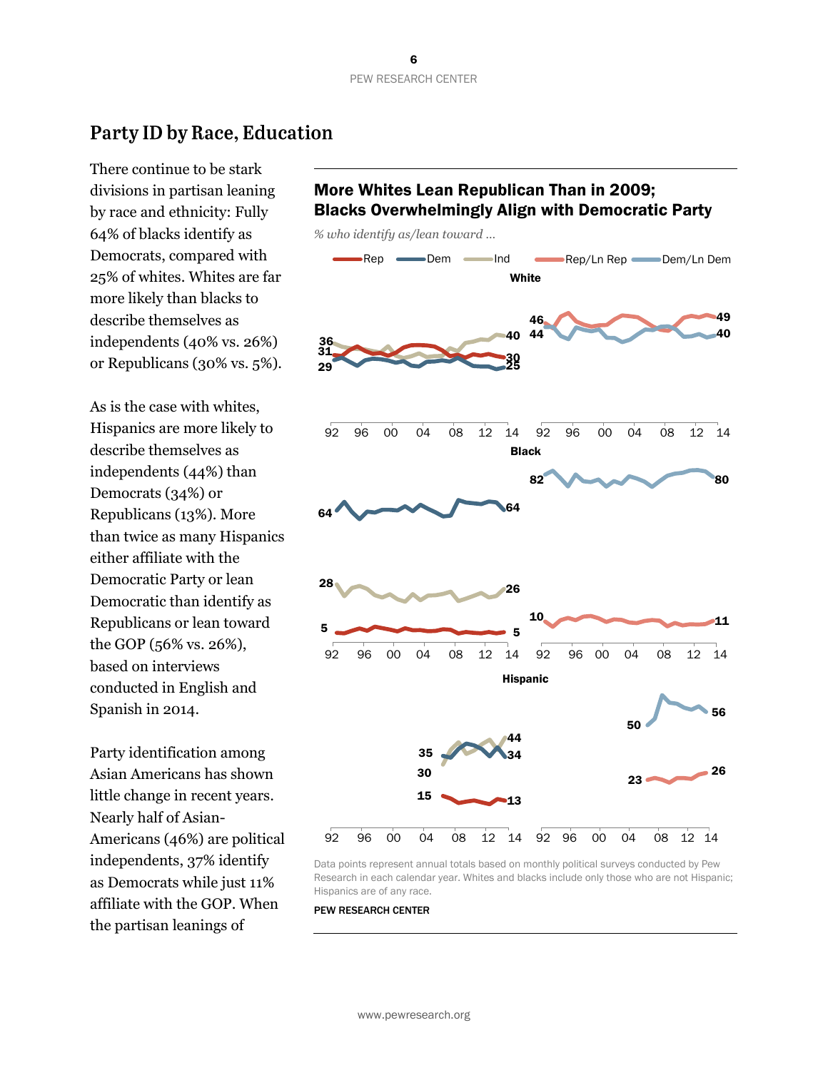## Party ID by Race, Education

There continue to be stark divisions in partisan leaning by race and ethnicity: Fully 64% of blacks identify as Democrats, compared with 25% of whites. Whites are far more likely than blacks to describe themselves as independents (40% vs. 26%) or Republicans (30% vs. 5%).

As is the case with whites, Hispanics are more likely to describe themselves as independents (44%) than Democrats (34%) or Republicans (13%). More than twice as many Hispanics either affiliate with the Democratic Party or lean Democratic than identify as Republicans or lean toward the GOP (56% vs. 26%), based on interviews conducted in English and Spanish in 2014.

Party identification among Asian Americans has shown little change in recent years. Nearly half of Asian-Americans (46%) are political independents, 37% identify as Democrats while just 11% affiliate with the GOP. When the partisan leanings of

**More Whites Lean Republican Than in 2009; Blacks Overwhelmingly Align with Democratic Party**

*% who identify as/lean toward ...*

Data points represent annual totals based on monthly political surveys conducted by Pew Research in each calendar year. Whites and blacks include only those who are not Hispanic; Hispanics are of any race.

PEW RESEARCH CENTER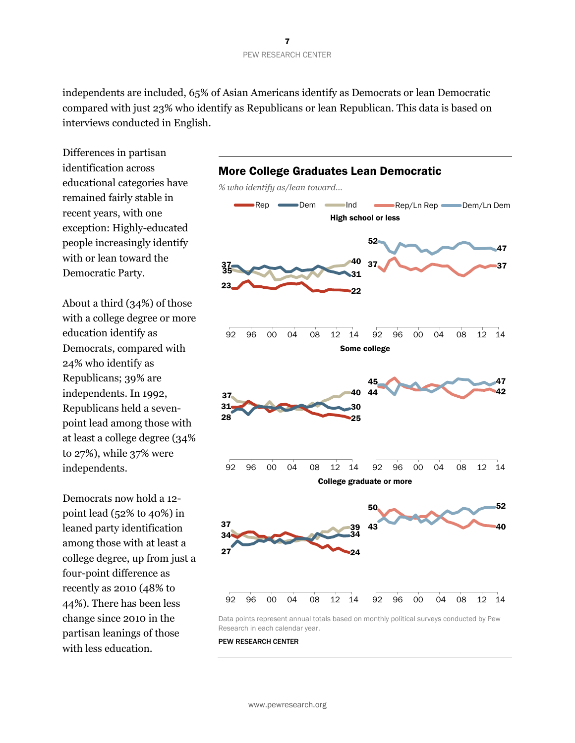independents are included, 65% of Asian Americans identify as Democrats or lean Democratic compared with just 23% who identify as Republicans or lean Republican. This data is based on interviews conducted in English.

Differences in partisan identification across educational categories have remained fairly stable in recent years, with one exception: Highly-educated people increasingly identify with or lean toward the Democratic Party.

About a third (34%) of those with a college degree or more education identify as Democrats, compared with 24% who identify as Republicans; 39% are independents. In 1992, Republicans held a seven-point lead among those with at least a college degree (34% to 27%), while 37% were independents.

Democrats now hold a 12-point lead (52% to 40%) in leaned party identification among those with at least a college degree, up from just a four-point difference as recently as 2010 (48% to 44%). There has been less change since 2010 in the partisan leanings of those with less education.

## More College Graduates Lean Democratic

*% who identify as/lean toward...*

**High school or less**

| | 1992 | 2014 |
|---|---|---|
| Rep | 23 | 22 |
| Dem | 37 | 31 |
| Ind | 35 | 40 |
| Rep/Ln Rep | 37 | 37 |
| Dem/Ln Dem | 52 | 47 |

**Some college**

| | 1992 | 2014 |
|---|---|---|
| Rep | 31 | 25 |
| Dem | 28 | 30 |
| Ind | 37 | 40 |
| Rep/Ln Rep | 45 | 42 |
| Dem/Ln Dem | 44 | 47 |

**College graduate or more**

| | 1992 | 2014 |
|---|---|---|
| Rep | 34 | 24 |
| Dem | 27 | 34 |
| Ind | 37 | 39 |
| Rep/Ln Rep | 50 | 40 |
| Dem/Ln Dem | 43 | 52 |

Data points represent annual totals based on monthly political surveys conducted by Pew Research in each calendar year.

PEW RESEARCH CENTER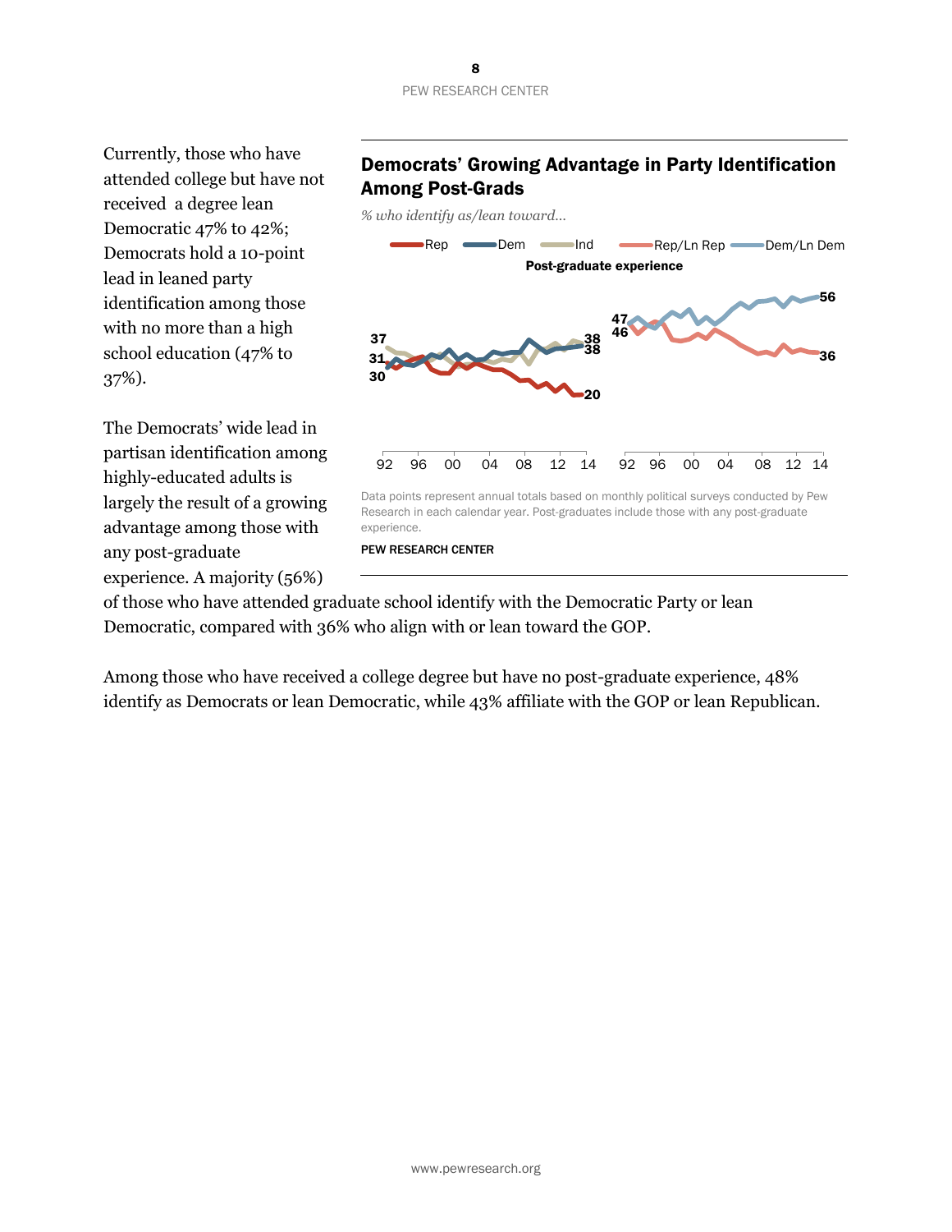Currently, those who have attended college but have not received a degree lean Democratic 47% to 42%; Democrats hold a 10-point lead in leaned party identification among those with no more than a high school education (47% to 37%).

The Democrats' wide lead in partisan identification among highly-educated adults is largely the result of a growing advantage among those with any post-graduate experience. A majority (56%) of those who have attended graduate school identify with the Democratic Party or lean Democratic, compared with 36% who align with or lean toward the GOP.

Among those who have received a college degree but have no post-graduate experience, 48% identify as Democrats or lean Democratic, while 43% affiliate with the GOP or lean Republican.

## Democrats' Growing Advantage in Party Identification Among Post-Grads

*% who identify as/lean toward…*

Rep — Dem — Ind — Rep/Ln Rep — Dem/Ln Dem

**Post-graduate experience**

37 31 30 38 38 20

47 46 56 36

92 96 00 04 08 12 14 92 96 00 04 08 12 14

Data points represent annual totals based on monthly political surveys conducted by Pew Research in each calendar year. Post-graduates include those with any post-graduate experience.

PEW RESEARCH CENTER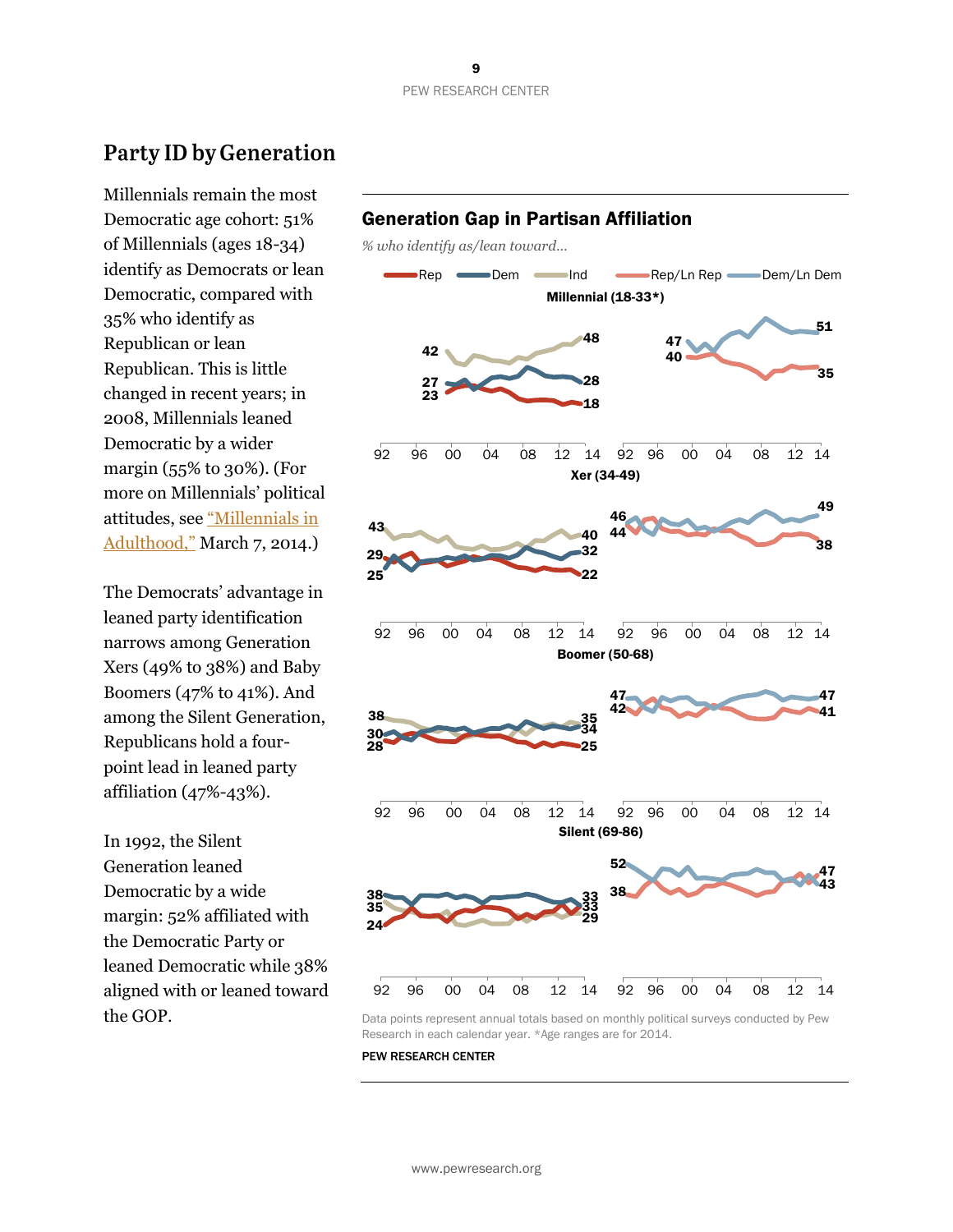## Party ID by Generation

Millennials remain the most Democratic age cohort: 51% of Millennials (ages 18-34) identify as Democrats or lean Democratic, compared with 35% who identify as Republican or lean Republican. This is little changed in recent years; in 2008, Millennials leaned Democratic by a wider margin (55% to 30%). (For more on Millennials' political attitudes, see "Millennials in Adulthood," March 7, 2014.)

The Democrats' advantage in leaned party identification narrows among Generation Xers (49% to 38%) and Baby Boomers (47% to 41%). And among the Silent Generation, Republicans hold a four-point lead in leaned party affiliation (47%-43%).

In 1992, the Silent Generation leaned Democratic by a wide margin: 52% affiliated with the Democratic Party or leaned Democratic while 38% aligned with or leaned toward the GOP.

### Generation Gap in Partisan Affiliation

*% who identify as/lean toward...*

Rep | Dem | Ind | Rep/Ln Rep | Dem/Ln Dem

**Millennial (18-33*)**: Rep 23 → 18; Dem 27 → 28; Ind 42 → 48; Rep/Ln Rep 40 → 35; Dem/Ln Dem 47 → 51

**Xer (34-49)**: Rep 29 → 22; Dem 25 → 32; Ind 43 → 40; Rep/Ln Rep 44 → 38; Dem/Ln Dem 46 → 49

**Boomer (50-68)**: Rep 28 → 25; Dem 30 → 34; Ind 38 → 35; Rep/Ln Rep 42 → 41; Dem/Ln Dem 47 → 47

**Silent (69-86)**: Rep 24 → 33; Dem 38 → 33; Ind 35 → 29; Rep/Ln Rep 38 → 47; Dem/Ln Dem 52 → 43

Data points represent annual totals based on monthly political surveys conducted by Pew Research in each calendar year. *Age ranges are for 2014.

PEW RESEARCH CENTER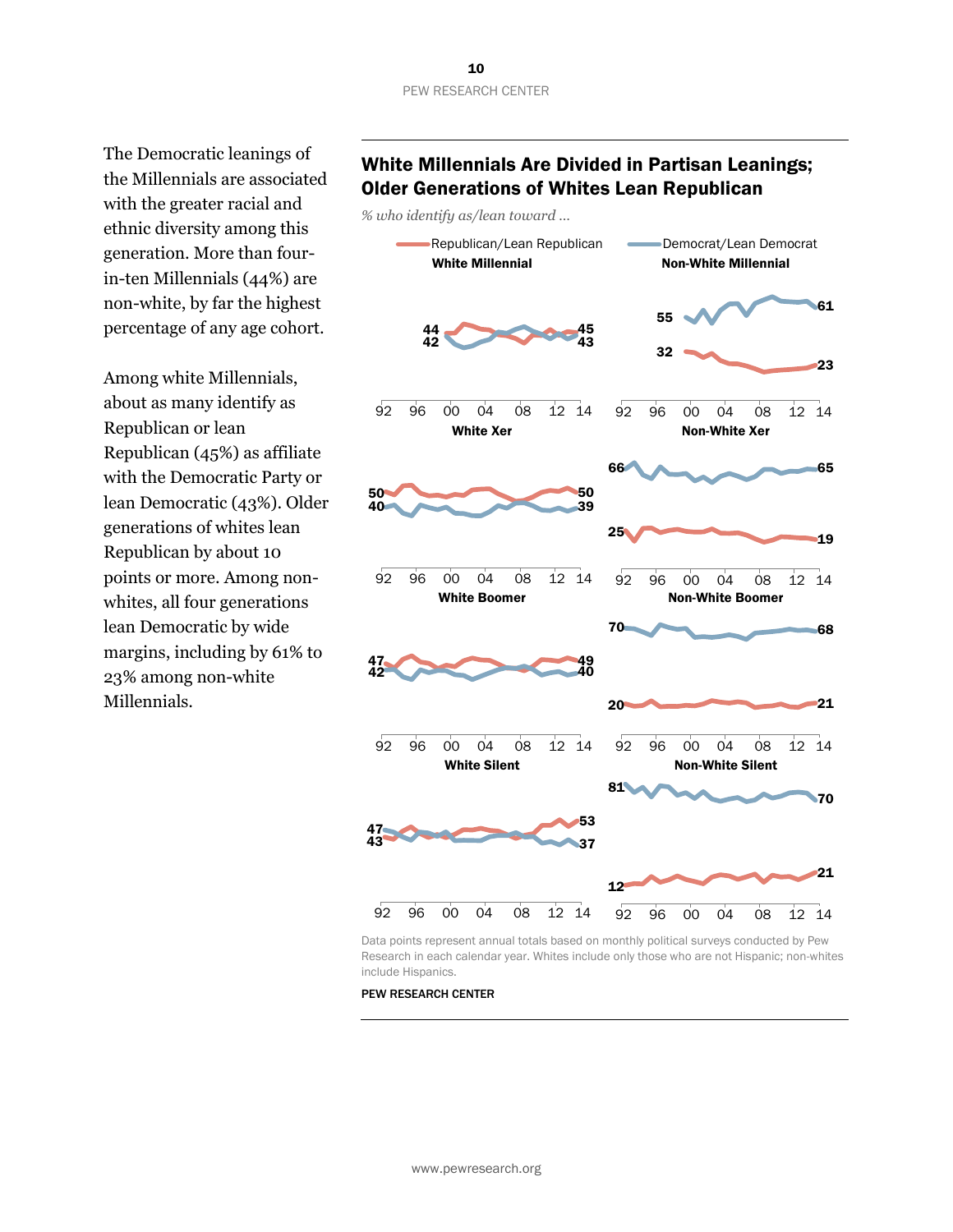The Democratic leanings of the Millennials are associated with the greater racial and ethnic diversity among this generation. More than four-in-ten Millennials (44%) are non-white, by far the highest percentage of any age cohort.

Among white Millennials, about as many identify as Republican or lean Republican (45%) as affiliate with the Democratic Party or lean Democratic (43%). Older generations of whites lean Republican by about 10 points or more. Among non-whites, all four generations lean Democratic by wide margins, including by 61% to 23% among non-white Millennials.

## White Millennials Are Divided in Partisan Leanings; Older Generations of Whites Lean Republican

*% who identify as/lean toward ...*

Republican/Lean Republican — Democrat/Lean Democrat

| Generation | Rep/Lean Rep (start) | Dem/Lean Dem (start) | Rep/Lean Rep (2014) | Dem/Lean Dem (2014) |
|---|---|---|---|---|
| White Millennial | 44 | 42 | 45 | 43 |
| Non-White Millennial | 32 | 55 | 23 | 61 |
| White Xer | 50 | 40 | 50 | 39 |
| Non-White Xer | 25 | 66 | 19 | 65 |
| White Boomer | 47 | 42 | 49 | 40 |
| Non-White Boomer | 20 | 70 | 21 | 68 |
| White Silent | 43 | 47 | 53 | 37 |
| Non-White Silent | 12 | 81 | 21 | 70 |

Data points represent annual totals based on monthly political surveys conducted by Pew Research in each calendar year. Whites include only those who are not Hispanic; non-whites include Hispanics.

PEW RESEARCH CENTER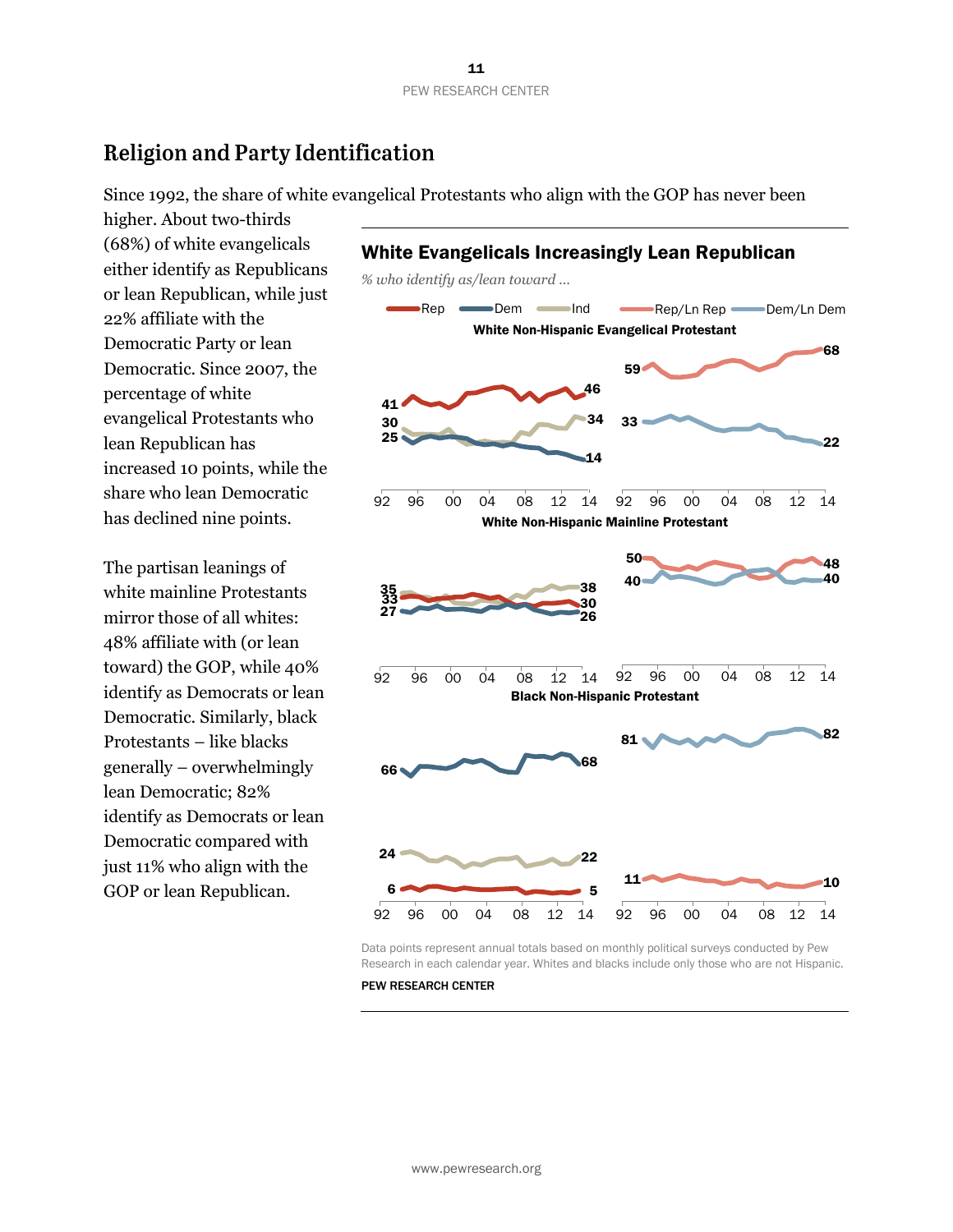## Religion and Party Identification

Since 1992, the share of white evangelical Protestants who align with the GOP has never been higher. About two-thirds (68%) of white evangelicals either identify as Republicans or lean Republican, while just 22% affiliate with the Democratic Party or lean Democratic. Since 2007, the percentage of white evangelical Protestants who lean Republican has increased 10 points, while the share who lean Democratic has declined nine points.

The partisan leanings of white mainline Protestants mirror those of all whites: 48% affiliate with (or lean toward) the GOP, while 40% identify as Democrats or lean Democratic. Similarly, black Protestants – like blacks generally – overwhelmingly lean Democratic; 82% identify as Democrats or lean Democratic compared with just 11% who align with the GOP or lean Republican.

### White Evangelicals Increasingly Lean Republican

*% who identify as/lean toward …*

Rep | Dem | Ind | Rep/Ln Rep | Dem/Ln Dem

**White Non-Hispanic Evangelical Protestant**

| | 92 | 14 |
|---|---|---|
| Rep | 41 | 46 |
| Ind | 30 | 34 |
| Dem | 25 | 14 |
| Rep/Ln Rep | 59 | 68 |
| Dem/Ln Dem | 33 | 22 |

**White Non-Hispanic Mainline Protestant**

| | 92 | 14 |
|---|---|---|
| Ind | 35 | 38 |
| Rep | 33 | 30 |
| Dem | 27 | 26 |
| Rep/Ln Rep | 50 | 48 |
| Dem/Ln Dem | 40 | 40 |

**Black Non-Hispanic Protestant**

| | 92 | 14 |
|---|---|---|
| Dem | 66 | 68 |
| Ind | 24 | 22 |
| Rep | 6 | 5 |
| Dem/Ln Dem | 81 | 82 |
| Rep/Ln Rep | 11 | 10 |

Data points represent annual totals based on monthly political surveys conducted by Pew Research in each calendar year. Whites and blacks include only those who are not Hispanic.

PEW RESEARCH CENTER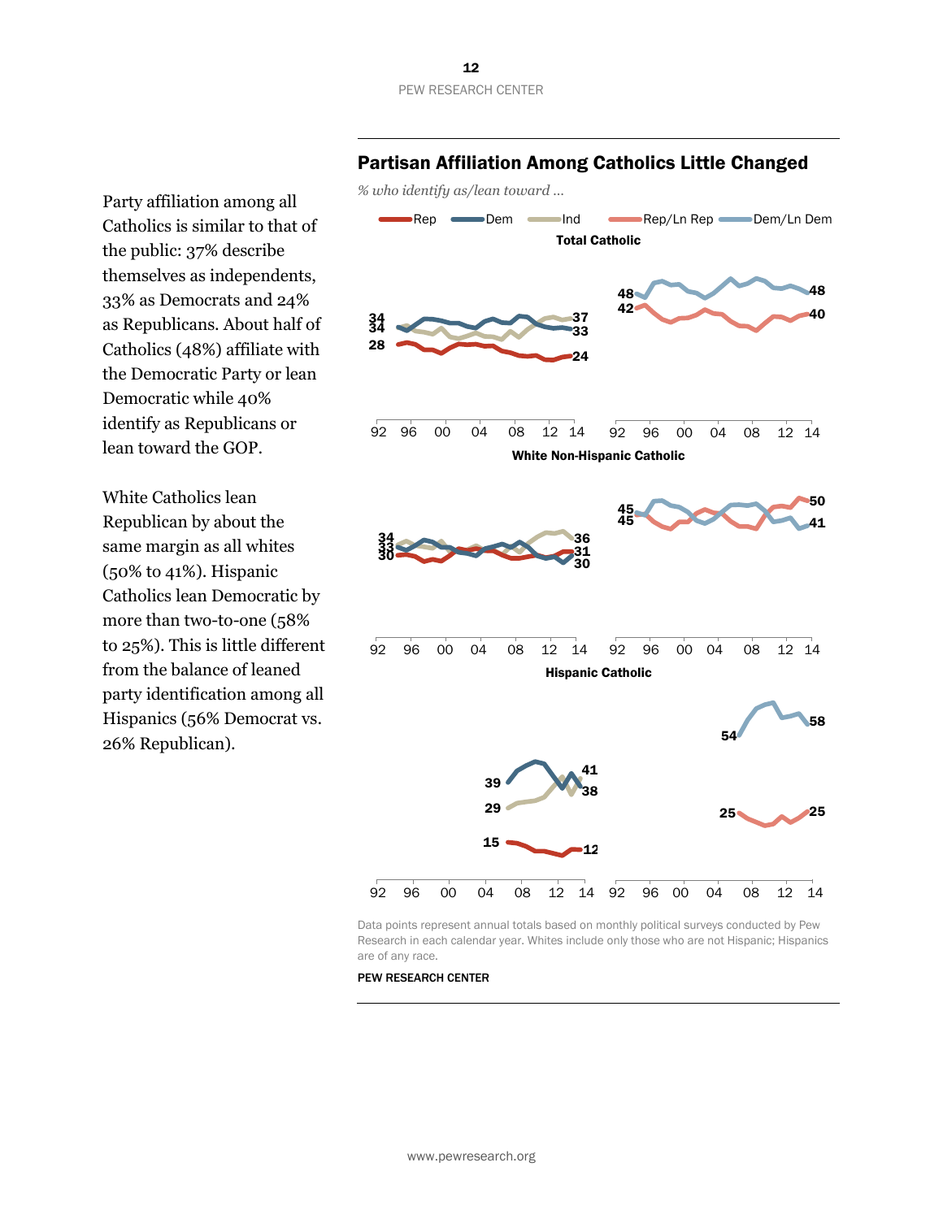Party affiliation among all Catholics is similar to that of the public: 37% describe themselves as independents, 33% as Democrats and 24% as Republicans. About half of Catholics (48%) affiliate with the Democratic Party or lean Democratic while 40% identify as Republicans or lean toward the GOP.

White Catholics lean Republican by about the same margin as all whites (50% to 41%). Hispanic Catholics lean Democratic by more than two-to-one (58% to 25%). This is little different from the balance of leaned party identification among all Hispanics (56% Democrat vs. 26% Republican).

## Partisan Affiliation Among Catholics Little Changed

*% who identify as/lean toward ...*

Rep | Dem | Ind | Rep/Ln Rep | Dem/Ln Dem

**Total Catholic**

| | Start | 2014 |
|---|---|---|
| Rep | 28 | 24 |
| Dem | 34 | 33 |
| Ind | 34 | 37 |
| Rep/Ln Rep | 42 | 40 |
| Dem/Ln Dem | 48 | 48 |

**White Non-Hispanic Catholic**

| | Start | 2014 |
|---|---|---|
| Rep | 30 | 31 |
| Dem | 33 | 30 |
| Ind | 34 | 36 |
| Rep/Ln Rep | 45 | 50 |
| Dem/Ln Dem | 45 | 41 |

**Hispanic Catholic**

| | Start | 2014 |
|---|---|---|
| Rep | 15 | 12 |
| Dem | 39 | 38 |
| Ind | 29 | 41 |
| Rep/Ln Rep | 25 | 25 |
| Dem/Ln Dem | 54 | 58 |

Data points represent annual totals based on monthly political surveys conducted by Pew Research in each calendar year. Whites include only those who are not Hispanic; Hispanics are of any race.

PEW RESEARCH CENTER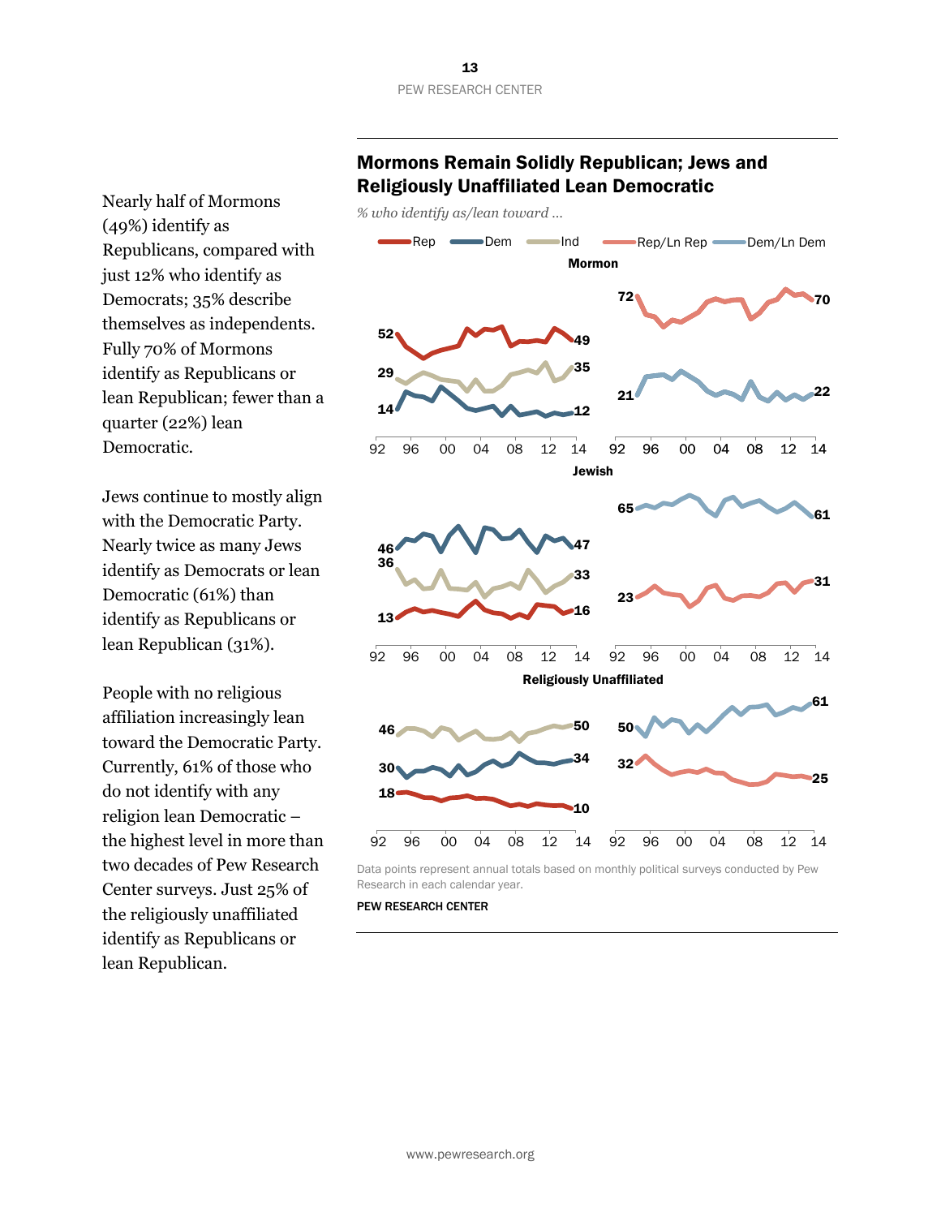Nearly half of Mormons (49%) identify as Republicans, compared with just 12% who identify as Democrats; 35% describe themselves as independents. Fully 70% of Mormons identify as Republicans or lean Republican; fewer than a quarter (22%) lean Democratic.

Jews continue to mostly align with the Democratic Party. Nearly twice as many Jews identify as Democrats or lean Democratic (61%) than identify as Republicans or lean Republican (31%).

People with no religious affiliation increasingly lean toward the Democratic Party. Currently, 61% of those who do not identify with any religion lean Democratic – the highest level in more than two decades of Pew Research Center surveys. Just 25% of the religiously unaffiliated identify as Republicans or lean Republican.

## Mormons Remain Solidly Republican; Jews and Religiously Unaffiliated Lean Democratic

*% who identify as/lean toward ...*

Rep | Dem | Ind | Rep/Ln Rep | Dem/Ln Dem

**Mormon**

| | 1994 | 2014 |
|---|---|---|
| Rep | 52 | 49 |
| Dem | 14 | 12 |
| Ind | 29 | 35 |
| Rep/Ln Rep | 72 | 70 |
| Dem/Ln Dem | 21 | 22 |

**Jewish**

| | 1994 | 2014 |
|---|---|---|
| Rep | 13 | 16 |
| Dem | 46 | 47 |
| Ind | 36 | 33 |
| Rep/Ln Rep | 23 | 31 |
| Dem/Ln Dem | 65 | 61 |

**Religiously Unaffiliated**

| | 1994 | 2014 |
|---|---|---|
| Rep | 18 | 10 |
| Dem | 30 | 34 |
| Ind | 46 | 50 |
| Rep/Ln Rep | 32 | 25 |
| Dem/Ln Dem | 50 | 61 |

Data points represent annual totals based on monthly political surveys conducted by Pew Research in each calendar year.

PEW RESEARCH CENTER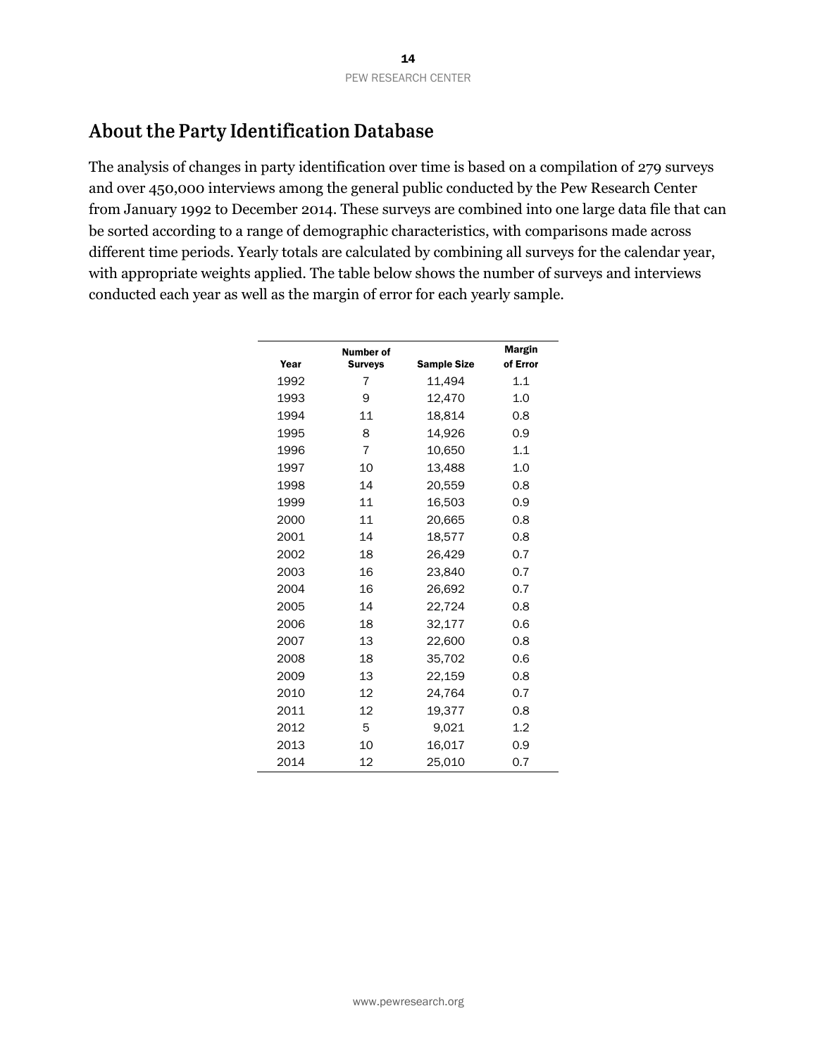## About the Party Identification Database

The analysis of changes in party identification over time is based on a compilation of 279 surveys and over 450,000 interviews among the general public conducted by the Pew Research Center from January 1992 to December 2014. These surveys are combined into one large data file that can be sorted according to a range of demographic characteristics, with comparisons made across different time periods. Yearly totals are calculated by combining all surveys for the calendar year, with appropriate weights applied. The table below shows the number of surveys and interviews conducted each year as well as the margin of error for each yearly sample.

| Year | Number of Surveys | Sample Size | Margin of Error |
|---|---|---|---|
| 1992 | 7 | 11,494 | 1.1 |
| 1993 | 9 | 12,470 | 1.0 |
| 1994 | 11 | 18,814 | 0.8 |
| 1995 | 8 | 14,926 | 0.9 |
| 1996 | 7 | 10,650 | 1.1 |
| 1997 | 10 | 13,488 | 1.0 |
| 1998 | 14 | 20,559 | 0.8 |
| 1999 | 11 | 16,503 | 0.9 |
| 2000 | 11 | 20,665 | 0.8 |
| 2001 | 14 | 18,577 | 0.8 |
| 2002 | 18 | 26,429 | 0.7 |
| 2003 | 16 | 23,840 | 0.7 |
| 2004 | 16 | 26,692 | 0.7 |
| 2005 | 14 | 22,724 | 0.8 |
| 2006 | 18 | 32,177 | 0.6 |
| 2007 | 13 | 22,600 | 0.8 |
| 2008 | 18 | 35,702 | 0.6 |
| 2009 | 13 | 22,159 | 0.8 |
| 2010 | 12 | 24,764 | 0.7 |
| 2011 | 12 | 19,377 | 0.8 |
| 2012 | 5 | 9,021 | 1.2 |
| 2013 | 10 | 16,017 | 0.9 |
| 2014 | 12 | 25,010 | 0.7 |